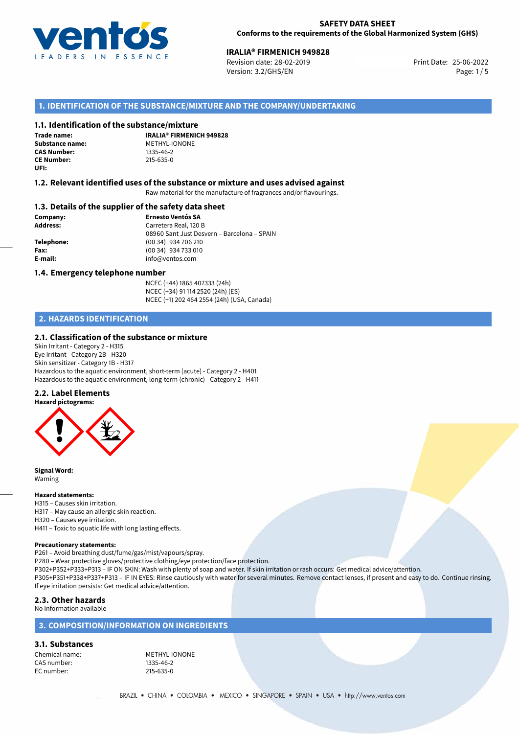**SAFETY DATA SHEET**
**Conforms to the requirements of the Global Harmonized System (GHS)**

**IRALIA® FIRMENICH 949828**
Revision date: 28-02-2019
Version: 3.2/GHS/EN
Print Date: 25-06-2022

## 1. IDENTIFICATION OF THE SUBSTANCE/MIXTURE AND THE COMPANY/UNDERTAKING

### 1.1. Identification of the substance/mixture

**Trade name:** **IRALIA® FIRMENICH 949828**
**Substance name:** METHYL-IONONE
**CAS Number:** 1335-46-2
**CE Number:** 215-635-0
**UFI:**

### 1.2. Relevant identified uses of the substance or mixture and uses advised against

Raw material for the manufacture of fragrances and/or flavourings.

### 1.3. Details of the supplier of the safety data sheet

**Company:** **Ernesto Ventós SA**
**Address:** Carretera Real, 120 B
08960 Sant Just Desvern – Barcelona – SPAIN
**Telephone:** (00 34) 934 706 210
**Fax:** (00 34) 934 733 010
**E-mail:** info@ventos.com

### 1.4. Emergency telephone number

NCEC (+44) 1865 407333 (24h)
NCEC (+34) 91 114 2520 (24h) (ES)
NCEC (+1) 202 464 2554 (24h) (USA, Canada)

## 2. HAZARDS IDENTIFICATION

### 2.1. Classification of the substance or mixture

Skin Irritant - Category 2 - H315
Eye Irritant - Category 2B - H320
Skin sensitizer - Category 1B - H317
Hazardous to the aquatic environment, short-term (acute) - Category 2 - H401
Hazardous to the aquatic environment, long-term (chronic) - Category 2 - H411

### 2.2. Label Elements

**Hazard pictograms:**

**Signal Word:**
Warning

**Hazard statements:**
H315 – Causes skin irritation.
H317 – May cause an allergic skin reaction.
H320 – Causes eye irritation.
H411 – Toxic to aquatic life with long lasting effects.

**Precautionary statements:**
P261 – Avoid breathing dust/fume/gas/mist/vapours/spray.
P280 – Wear protective gloves/protective clothing/eye protection/face protection.
P302+P352+P333+P313 – IF ON SKIN: Wash with plenty of soap and water. If skin irritation or rash occurs: Get medical advice/attention.
P305+P351+P338+P337+P313 – IF IN EYES: Rinse cautiously with water for several minutes. Remove contact lenses, if present and easy to do. Continue rinsing. If eye irritation persists: Get medical advice/attention.

### 2.3. Other hazards

No Information available

## 3. COMPOSITION/INFORMATION ON INGREDIENTS

### 3.1. Substances

Chemical name: METHYL-IONONE
CAS number: 1335-46-2
EC number: 215-635-0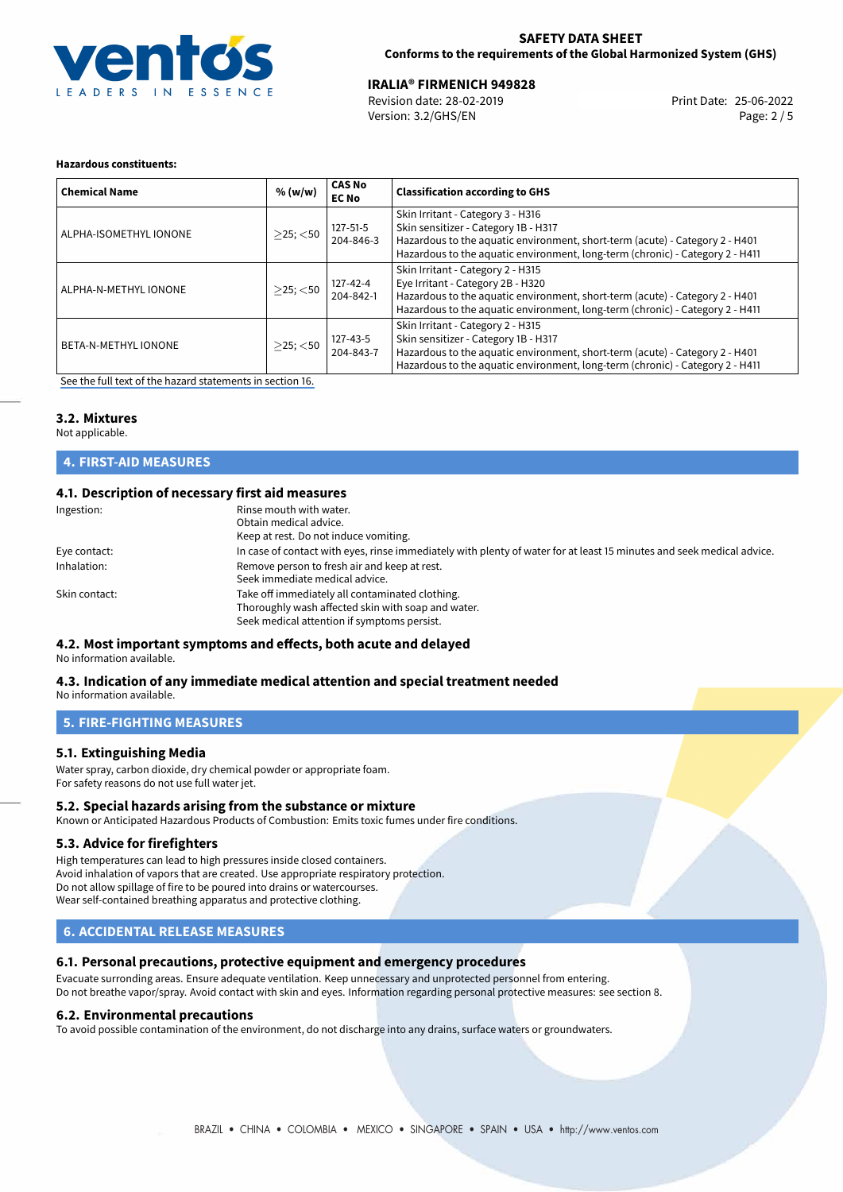**Hazardous constituents:**

| Chemical Name | % (w/w) | CAS No<br>EC No | Classification according to GHS |
|---|---|---|---|
| ALPHA-ISOMETHYL IONONE | $\geq$25; $<$50 | 127-51-5<br>204-846-3 | Skin Irritant - Category 3 - H316<br>Skin sensitizer - Category 1B - H317<br>Hazardous to the aquatic environment, short-term (acute) - Category 2 - H401<br>Hazardous to the aquatic environment, long-term (chronic) - Category 2 - H411 |
| ALPHA-N-METHYL IONONE | $\geq$25; $<$50 | 127-42-4<br>204-842-1 | Skin Irritant - Category 2 - H315<br>Eye Irritant - Category 2B - H320<br>Hazardous to the aquatic environment, short-term (acute) - Category 2 - H401<br>Hazardous to the aquatic environment, long-term (chronic) - Category 2 - H411 |
| BETA-N-METHYL IONONE | $\geq$25; $<$50 | 127-43-5<br>204-843-7 | Skin Irritant - Category 2 - H315<br>Skin sensitizer - Category 1B - H317<br>Hazardous to the aquatic environment, short-term (acute) - Category 2 - H401<br>Hazardous to the aquatic environment, long-term (chronic) - Category 2 - H411 |

See the full text of the hazard statements in section 16.

### 3.2. Mixtures

Not applicable.

## 4. FIRST-AID MEASURES

### 4.1. Description of necessary first aid measures

Ingestion: Rinse mouth with water.
Obtain medical advice.
Keep at rest. Do not induce vomiting.

Eye contact: In case of contact with eyes, rinse immediately with plenty of water for at least 15 minutes and seek medical advice.

Inhalation: Remove person to fresh air and keep at rest.
Seek immediate medical advice.

Skin contact: Take off immediately all contaminated clothing.
Thoroughly wash affected skin with soap and water.
Seek medical attention if symptoms persist.

### 4.2. Most important symptoms and effects, both acute and delayed

No information available.

### 4.3. Indication of any immediate medical attention and special treatment needed

No information available.

## 5. FIRE-FIGHTING MEASURES

### 5.1. Extinguishing Media

Water spray, carbon dioxide, dry chemical powder or appropriate foam.
For safety reasons do not use full water jet.

### 5.2. Special hazards arising from the substance or mixture

Known or Anticipated Hazardous Products of Combustion: Emits toxic fumes under fire conditions.

### 5.3. Advice for firefighters

High temperatures can lead to high pressures inside closed containers.
Avoid inhalation of vapors that are created. Use appropriate respiratory protection.
Do not allow spillage of fire to be poured into drains or watercourses.
Wear self-contained breathing apparatus and protective clothing.

## 6. ACCIDENTAL RELEASE MEASURES

### 6.1. Personal precautions, protective equipment and emergency procedures

Evacuate surronding areas. Ensure adequate ventilation. Keep unnecessary and unprotected personnel from entering.
Do not breathe vapor/spray. Avoid contact with skin and eyes. Information regarding personal protective measures: see section 8.

### 6.2. Environmental precautions

To avoid possible contamination of the environment, do not discharge into any drains, surface waters or groundwaters.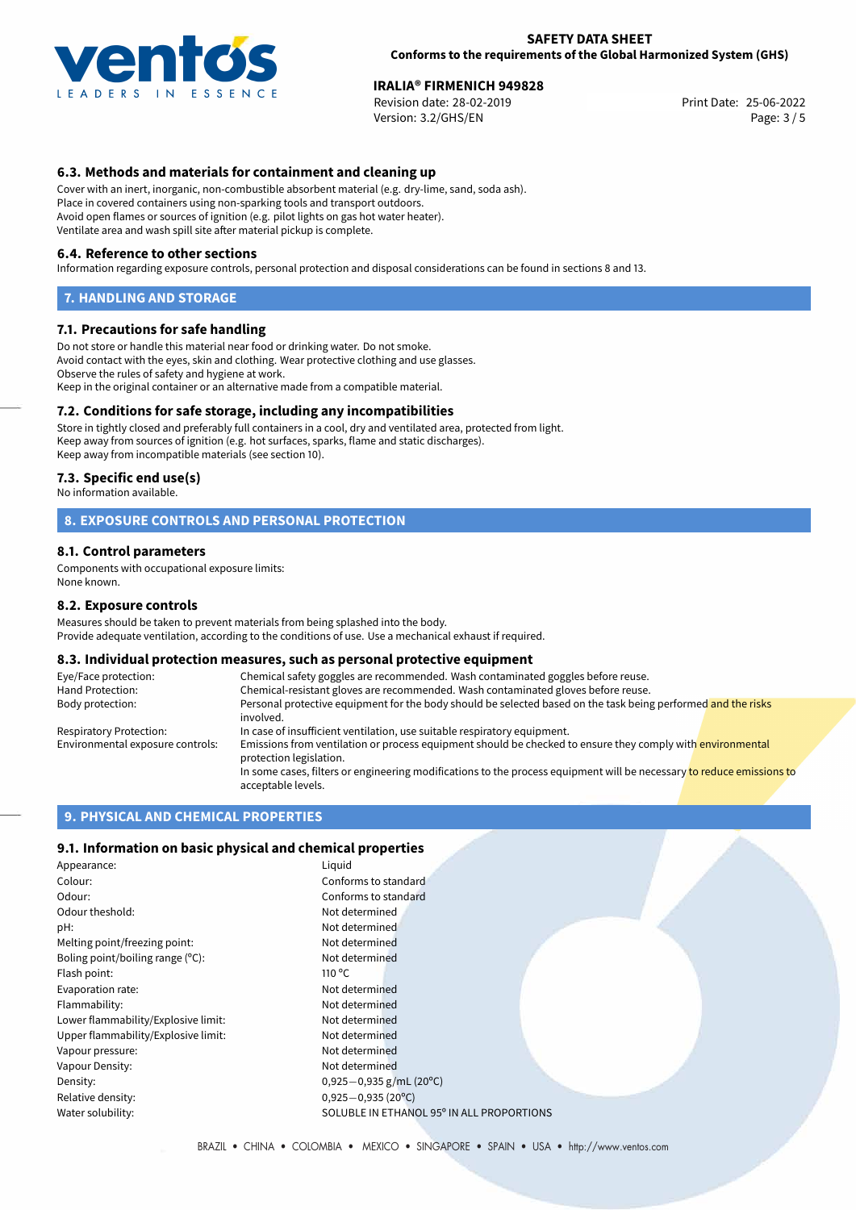### 6.3. Methods and materials for containment and cleaning up

Cover with an inert, inorganic, non-combustible absorbent material (e.g. dry-lime, sand, soda ash).
Place in covered containers using non-sparking tools and transport outdoors.
Avoid open flames or sources of ignition (e.g. pilot lights on gas hot water heater).
Ventilate area and wash spill site after material pickup is complete.

### 6.4. Reference to other sections

Information regarding exposure controls, personal protection and disposal considerations can be found in sections 8 and 13.

## 7. HANDLING AND STORAGE

### 7.1. Precautions for safe handling

Do not store or handle this material near food or drinking water. Do not smoke.
Avoid contact with the eyes, skin and clothing. Wear protective clothing and use glasses.
Observe the rules of safety and hygiene at work.
Keep in the original container or an alternative made from a compatible material.

### 7.2. Conditions for safe storage, including any incompatibilities

Store in tightly closed and preferably full containers in a cool, dry and ventilated area, protected from light.
Keep away from sources of ignition (e.g. hot surfaces, sparks, flame and static discharges).
Keep away from incompatible materials (see section 10).

### 7.3. Specific end use(s)

No information available.

## 8. EXPOSURE CONTROLS AND PERSONAL PROTECTION

### 8.1. Control parameters

Components with occupational exposure limits:
None known.

### 8.2. Exposure controls

Measures should be taken to prevent materials from being splashed into the body.
Provide adequate ventilation, according to the conditions of use. Use a mechanical exhaust if required.

### 8.3. Individual protection measures, such as personal protective equipment

| | |
|---|---|
| Eye/Face protection: | Chemical safety goggles are recommended. Wash contaminated goggles before reuse. |
| Hand Protection: | Chemical-resistant gloves are recommended. Wash contaminated gloves before reuse. |
| Body protection: | Personal protective equipment for the body should be selected based on the task being performed and the risks involved. |
| Respiratory Protection: | In case of insufficient ventilation, use suitable respiratory equipment. |
| Environmental exposure controls: | Emissions from ventilation or process equipment should be checked to ensure they comply with environmental protection legislation. In some cases, filters or engineering modifications to the process equipment will be necessary to reduce emissions to acceptable levels. |

## 9. PHYSICAL AND CHEMICAL PROPERTIES

### 9.1. Information on basic physical and chemical properties

| | |
|---|---|
| Appearance: | Liquid |
| Colour: | Conforms to standard |
| Odour: | Conforms to standard |
| Odour theshold: | Not determined |
| pH: | Not determined |
| Melting point/freezing point: | Not determined |
| Boling point/boiling range (°C): | Not determined |
| Flash point: | 110 °C |
| Evaporation rate: | Not determined |
| Flammability: | Not determined |
| Lower flammability/Explosive limit: | Not determined |
| Upper flammability/Explosive limit: | Not determined |
| Vapour pressure: | Not determined |
| Vapour Density: | Not determined |
| Density: | 0,925−0,935 g/mL (20°C) |
| Relative density: | 0,925−0,935 (20°C) |
| Water solubility: | SOLUBLE IN ETHANOL 95° IN ALL PROPORTIONS |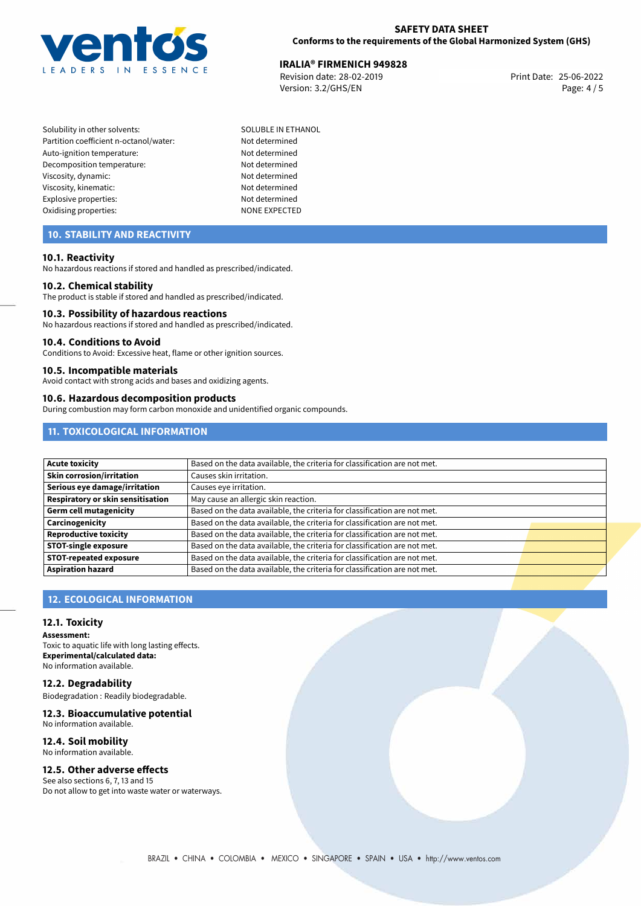| | |
|---|---|
| Solubility in other solvents: | SOLUBLE IN ETHANOL |
| Partition coefficient n-octanol/water: | Not determined |
| Auto-ignition temperature: | Not determined |
| Decomposition temperature: | Not determined |
| Viscosity, dynamic: | Not determined |
| Viscosity, kinematic: | Not determined |
| Explosive properties: | Not determined |
| Oxidising properties: | NONE EXPECTED |

## 10. STABILITY AND REACTIVITY

### 10.1. Reactivity
No hazardous reactions if stored and handled as prescribed/indicated.

### 10.2. Chemical stability
The product is stable if stored and handled as prescribed/indicated.

### 10.3. Possibility of hazardous reactions
No hazardous reactions if stored and handled as prescribed/indicated.

### 10.4. Conditions to Avoid
Conditions to Avoid: Excessive heat, flame or other ignition sources.

### 10.5. Incompatible materials
Avoid contact with strong acids and bases and oxidizing agents.

### 10.6. Hazardous decomposition products
During combustion may form carbon monoxide and unidentified organic compounds.

## 11. TOXICOLOGICAL INFORMATION

| | |
|---|---|
| **Acute toxicity** | Based on the data available, the criteria for classification are not met. |
| **Skin corrosion/irritation** | Causes skin irritation. |
| **Serious eye damage/irritation** | Causes eye irritation. |
| **Respiratory or skin sensitisation** | May cause an allergic skin reaction. |
| **Germ cell mutagenicity** | Based on the data available, the criteria for classification are not met. |
| **Carcinogenicity** | Based on the data available, the criteria for classification are not met. |
| **Reproductive toxicity** | Based on the data available, the criteria for classification are not met. |
| **STOT-single exposure** | Based on the data available, the criteria for classification are not met. |
| **STOT-repeated exposure** | Based on the data available, the criteria for classification are not met. |
| **Aspiration hazard** | Based on the data available, the criteria for classification are not met. |

## 12. ECOLOGICAL INFORMATION

### 12.1. Toxicity
**Assessment:**
Toxic to aquatic life with long lasting effects.
**Experimental/calculated data:**
No information available.

### 12.2. Degradability
Biodegradation : Readily biodegradable.

### 12.3. Bioaccumulative potential
No information available.

### 12.4. Soil mobility
No information available.

### 12.5. Other adverse effects
See also sections 6, 7, 13 and 15
Do not allow to get into waste water or waterways.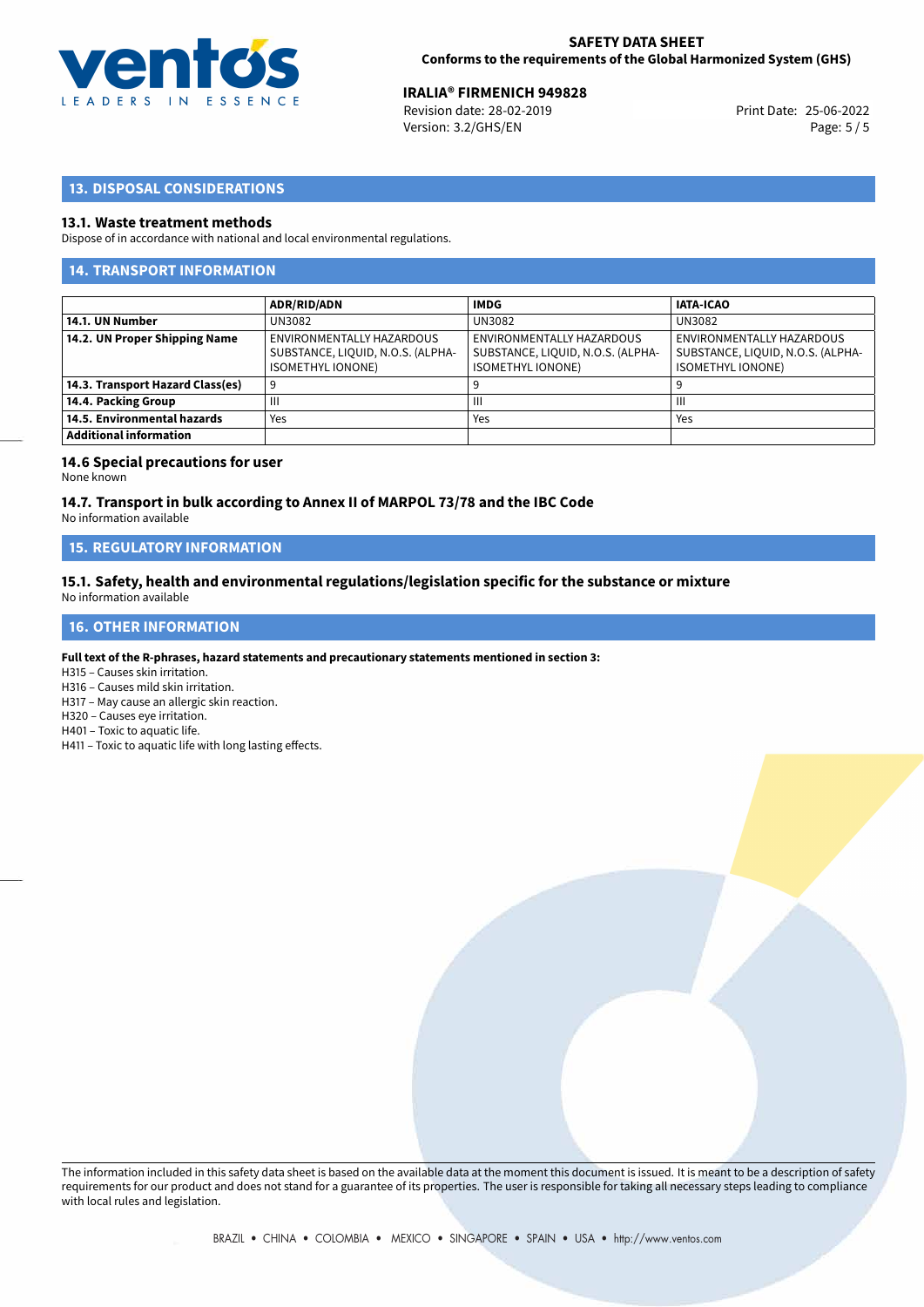## 13. DISPOSAL CONSIDERATIONS

### 13.1. Waste treatment methods

Dispose of in accordance with national and local environmental regulations.

## 14. TRANSPORT INFORMATION

| | ADR/RID/ADN | IMDG | IATA-ICAO |
|---|---|---|---|
| **14.1. UN Number** | UN3082 | UN3082 | UN3082 |
| **14.2. UN Proper Shipping Name** | ENVIRONMENTALLY HAZARDOUS SUBSTANCE, LIQUID, N.O.S. (ALPHA-ISOMETHYL IONONE) | ENVIRONMENTALLY HAZARDOUS SUBSTANCE, LIQUID, N.O.S. (ALPHA-ISOMETHYL IONONE) | ENVIRONMENTALLY HAZARDOUS SUBSTANCE, LIQUID, N.O.S. (ALPHA-ISOMETHYL IONONE) |
| **14.3. Transport Hazard Class(es)** | 9 | 9 | 9 |
| **14.4. Packing Group** | III | III | III |
| **14.5. Environmental hazards** | Yes | Yes | Yes |
| **Additional information** | | | |

### 14.6 Special precautions for user

None known

### 14.7. Transport in bulk according to Annex II of MARPOL 73/78 and the IBC Code

No information available

## 15. REGULATORY INFORMATION

### 15.1. Safety, health and environmental regulations/legislation specific for the substance or mixture

No information available

## 16. OTHER INFORMATION

**Full text of the R-phrases, hazard statements and precautionary statements mentioned in section 3:**

H315 – Causes skin irritation.
H316 – Causes mild skin irritation.
H317 – May cause an allergic skin reaction.
H320 – Causes eye irritation.
H401 – Toxic to aquatic life.
H411 – Toxic to aquatic life with long lasting effects.

The information included in this safety data sheet is based on the available data at the moment this document is issued. It is meant to be a description of safety requirements for our product and does not stand for a guarantee of its properties. The user is responsible for taking all necessary steps leading to compliance with local rules and legislation.